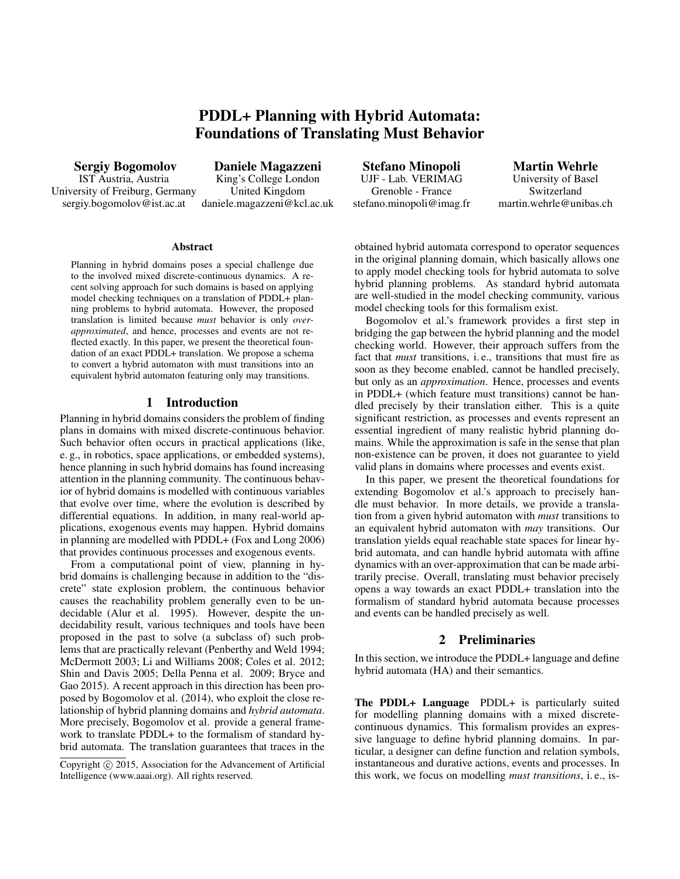# PDDL+ Planning with Hybrid Automata: Foundations of Translating Must Behavior

**Sergiy Bogomolov**
IST Austria, Austria
University of Freiburg, Germany
sergiy.bogomolov@ist.ac.at

**Daniele Magazzeni**
King's College London
United Kingdom
daniele.magazzeni@kcl.ac.uk

**Stefano Minopoli**
UJF - Lab. VERIMAG
Grenoble - France
stefano.minopoli@imag.fr

**Martin Wehrle**
University of Basel
Switzerland
martin.wehrle@unibas.ch

### Abstract

Planning in hybrid domains poses a special challenge due to the involved mixed discrete-continuous dynamics. A recent solving approach for such domains is based on applying model checking techniques on a translation of PDDL+ planning problems to hybrid automata. However, the proposed translation is limited because *must* behavior is only *over-approximated*, and hence, processes and events are not reflected exactly. In this paper, we present the theoretical foundation of an exact PDDL+ translation. We propose a schema to convert a hybrid automaton with must transitions into an equivalent hybrid automaton featuring only may transitions.

## 1 Introduction

Planning in hybrid domains considers the problem of finding plans in domains with mixed discrete-continuous behavior. Such behavior often occurs in practical applications (like, e. g., in robotics, space applications, or embedded systems), hence planning in such hybrid domains has found increasing attention in the planning community. The continuous behavior of hybrid domains is modelled with continuous variables that evolve over time, where the evolution is described by differential equations. In addition, in many real-world applications, exogenous events may happen. Hybrid domains in planning are modelled with PDDL+ (Fox and Long 2006) that provides continuous processes and exogenous events.

From a computational point of view, planning in hybrid domains is challenging because in addition to the "discrete" state explosion problem, the continuous behavior causes the reachability problem generally even to be undecidable (Alur et al. 1995). However, despite the undecidability result, various techniques and tools have been proposed in the past to solve (a subclass of) such problems that are practically relevant (Penberthy and Weld 1994; McDermott 2003; Li and Williams 2008; Coles et al. 2012; Shin and Davis 2005; Della Penna et al. 2009; Bryce and Gao 2015). A recent approach in this direction has been proposed by Bogomolov et al. (2014), who exploit the close relationship of hybrid planning domains and *hybrid automata*. More precisely, Bogomolov et al. provide a general framework to translate PDDL+ to the formalism of standard hybrid automata. The translation guarantees that traces in the obtained hybrid automata correspond to operator sequences in the original planning domain, which basically allows one to apply model checking tools for hybrid automata to solve hybrid planning problems. As standard hybrid automata are well-studied in the model checking community, various model checking tools for this formalism exist.

Bogomolov et al.'s framework provides a first step in bridging the gap between the hybrid planning and the model checking world. However, their approach suffers from the fact that *must* transitions, i. e., transitions that must fire as soon as they become enabled, cannot be handled precisely, but only as an *approximation*. Hence, processes and events in PDDL+ (which feature must transitions) cannot be handled precisely by their translation either. This is a quite significant restriction, as processes and events represent an essential ingredient of many realistic hybrid planning domains. While the approximation is safe in the sense that plan non-existence can be proven, it does not guarantee to yield valid plans in domains where processes and events exist.

In this paper, we present the theoretical foundations for extending Bogomolov et al.'s approach to precisely handle must behavior. In more details, we provide a translation from a given hybrid automaton with *must* transitions to an equivalent hybrid automaton with *may* transitions. Our translation yields equal reachable state spaces for linear hybrid automata, and can handle hybrid automata with affine dynamics with an over-approximation that can be made arbitrarily precise. Overall, translating must behavior precisely opens a way towards an exact PDDL+ translation into the formalism of standard hybrid automata because processes and events can be handled precisely as well.

## 2 Preliminaries

In this section, we introduce the PDDL+ language and define hybrid automata (HA) and their semantics.

**The PDDL+ Language** PDDL+ is particularly suited for modelling planning domains with a mixed discrete-continuous dynamics. This formalism provides an expressive language to define hybrid planning domains. In particular, a designer can define function and relation symbols, instantaneous and durative actions, events and processes. In this work, we focus on modelling *must transitions*, i. e., is-

Copyright © 2015, Association for the Advancement of Artificial Intelligence (www.aaai.org). All rights reserved.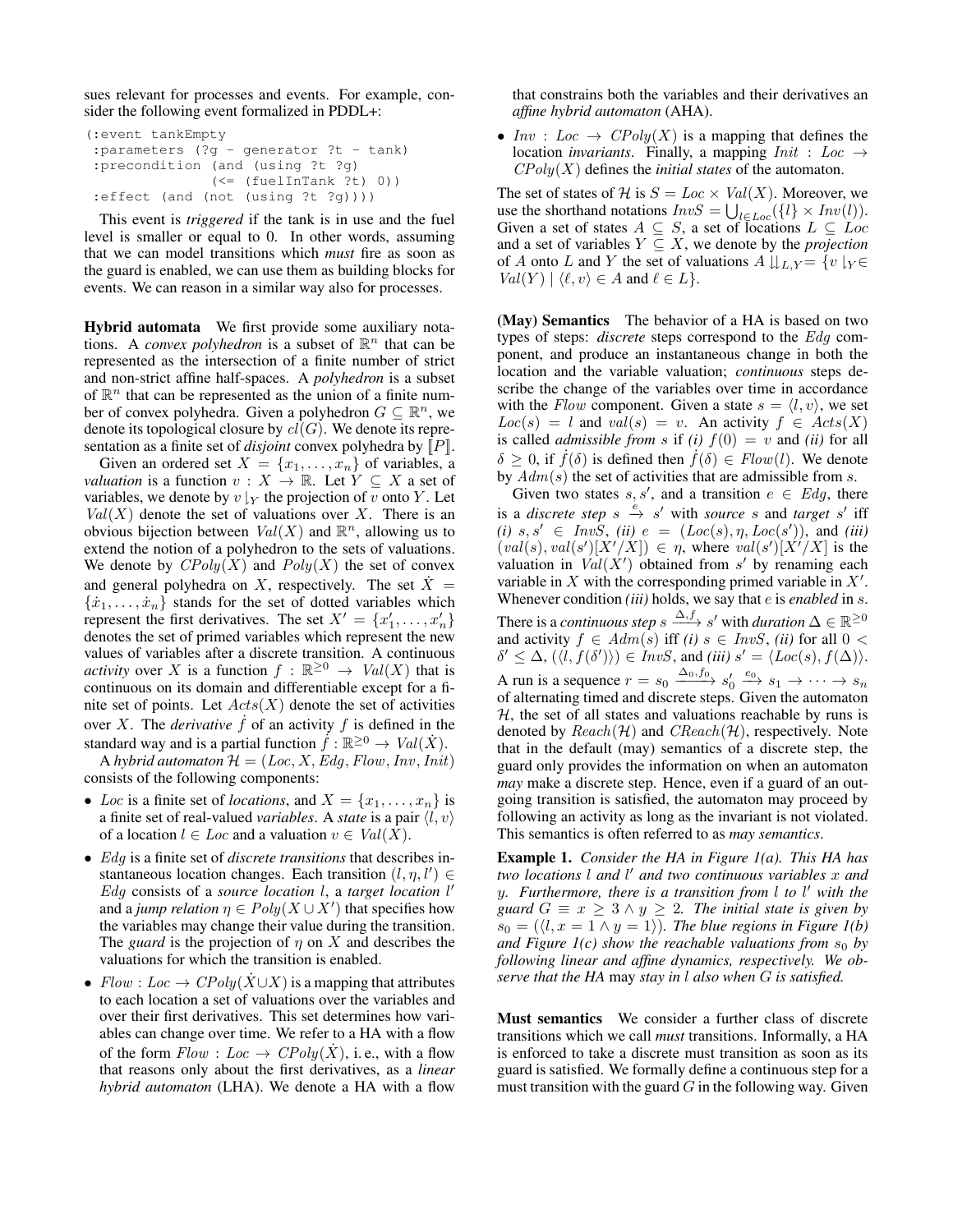sues relevant for processes and events. For example, consider the following event formalized in PDDL+:

```
(:event tankEmpty
 :parameters (?g - generator ?t - tank)
 :precondition (and (using ?t ?g)
               (<= (fuelInTank ?t) 0))
 :effect (and (not (using ?t ?g))))
```

This event is *triggered* if the tank is in use and the fuel level is smaller or equal to 0. In other words, assuming that we can model transitions which *must* fire as soon as the guard is enabled, we can use them as building blocks for events. We can reason in a similar way also for processes.

**Hybrid automata** We first provide some auxiliary notations. A *convex polyhedron* is a subset of $\mathbb{R}^n$ that can be represented as the intersection of a finite number of strict and non-strict affine half-spaces. A *polyhedron* is a subset of $\mathbb{R}^n$ that can be represented as the union of a finite number of convex polyhedra. Given a polyhedron $G \subseteq \mathbb{R}^n$, we denote its topological closure by $cl(G)$. We denote its representation as a finite set of *disjoint* convex polyhedra by $[\![P]\!]$.

Given an ordered set $X = \{x_1, \ldots, x_n\}$ of variables, a *valuation* is a function $v : X \to \mathbb{R}$. Let $Y \subseteq X$ a set of variables, we denote by $v\downharpoonright_Y$ the projection of $v$ onto $Y$. Let $Val(X)$ denote the set of valuations over $X$. There is an obvious bijection between $Val(X)$ and $\mathbb{R}^n$, allowing us to extend the notion of a polyhedron to the sets of valuations. We denote by $CPoly(X)$ and $Poly(X)$ the set of convex and general polyhedra on $X$, respectively. The set $\dot{X} = \{\dot{x}_1, \ldots, \dot{x}_n\}$ stands for the set of dotted variables which represent the first derivatives. The set $X' = \{x'_1, \ldots, x'_n\}$ denotes the set of primed variables which represent the new values of variables after a discrete transition. A continuous *activity* over $X$ is a function $f : \mathbb{R}^{\geq 0} \to Val(X)$ that is continuous on its domain and differentiable except for a finite set of points. Let $Acts(X)$ denote the set of activities over $X$. The *derivative* $\dot{f}$ of an activity $f$ is defined in the standard way and is a partial function $\dot{f} : \mathbb{R}^{\geq 0} \to Val(\dot{X})$.

A *hybrid automaton* $\mathcal{H} = (Loc, X, Edg, Flow, Inv, Init)$ consists of the following components:

- $Loc$ is a finite set of *locations*, and $X = \{x_1, \ldots, x_n\}$ is a finite set of real-valued *variables*. A *state* is a pair $\langle l, v \rangle$ of a location $l \in Loc$ and a valuation $v \in Val(X)$.
- $Edg$ is a finite set of *discrete transitions* that describes instantaneous location changes. Each transition $(l, \eta, l') \in Edg$ consists of a *source location* $l$, a *target location* $l'$ and a *jump relation* $\eta \in Poly(X \cup X')$ that specifies how the variables may change their value during the transition. The *guard* is the projection of $\eta$ on $X$ and describes the valuations for which the transition is enabled.
- $Flow : Loc \to CPoly(\dot{X} \cup X)$ is a mapping that attributes to each location a set of valuations over the variables and over their first derivatives. This set determines how variables can change over time. We refer to a HA with a flow of the form $Flow : Loc \to CPoly(\dot{X})$, i. e., with a flow that reasons only about the first derivatives, as a *linear hybrid automaton* (LHA). We denote a HA with a flow that constrains both the variables and their derivatives an *affine hybrid automaton* (AHA).
- $Inv : Loc \to CPoly(X)$ is a mapping that defines the location *invariants*. Finally, a mapping $Init : Loc \to CPoly(X)$ defines the *initial states* of the automaton.

The set of states of $\mathcal{H}$ is $S = Loc \times Val(X)$. Moreover, we use the shorthand notations $InvS = \bigcup_{l \in Loc}(\{l\} \times Inv(l))$. Given a set of states $A \subseteq S$, a set of locations $L \subseteq Loc$ and a set of variables $Y \subseteq X$, we denote by the *projection* of $A$ onto $L$ and $Y$ the set of valuations $A \downdownharpoons_{L,Y} = \{v\downharpoonright_Y \in Val(Y) \mid \langle \ell, v \rangle \in A \text{ and } \ell \in L\}$.

**(May) Semantics** The behavior of a HA is based on two types of steps: *discrete* steps correspond to the $Edg$ component, and produce an instantaneous change in both the location and the variable valuation; *continuous* steps describe the change of the variables over time in accordance with the $Flow$ component. Given a state $s = \langle l, v \rangle$, we set $Loc(s) = l$ and $val(s) = v$. An activity $f \in Acts(X)$ is called *admissible from* $s$ if *(i)* $f(0) = v$ and *(ii)* for all $\delta \geq 0$, if $\dot{f}(\delta)$ is defined then $\dot{f}(\delta) \in Flow(l)$. We denote by $Adm(s)$ the set of activities that are admissible from $s$.

Given two states $s, s'$, and a transition $e \in Edg$, there is a *discrete step* $s \xrightarrow{e} s'$ with *source* $s$ and *target* $s'$ iff *(i)* $s, s' \in InvS$, *(ii)* $e = (Loc(s), \eta, Loc(s'))$, and *(iii)* $(val(s), val(s')[X'/X]) \in \eta$, where $val(s')[X'/X]$ is the valuation in $Val(X')$ obtained from $s'$ by renaming each variable in $X$ with the corresponding primed variable in $X'$. Whenever condition *(iii)* holds, we say that $e$ is *enabled* in $s$. There is a *continuous step* $s \xrightarrow{\Delta, f} s'$ with *duration* $\Delta \in \mathbb{R}^{\geq 0}$ and activity $f \in Adm(s)$ iff *(i)* $s \in InvS$, *(ii)* for all $0 < \delta' \leq \Delta$, $(\langle l, f(\delta') \rangle) \in InvS$, and *(iii)* $s' = \langle Loc(s), f(\Delta) \rangle$. A run is a sequence $r = s_0 \xrightarrow{\Delta_0, f_0} s'_0 \xrightarrow{e_0} s_1 \to \cdots \to s_n$ of alternating timed and discrete steps. Given the automaton $\mathcal{H}$, the set of all states and valuations reachable by runs is denoted by $Reach(\mathcal{H})$ and $CReach(\mathcal{H})$, respectively. Note that in the default (may) semantics of a discrete step, the guard only provides the information on when an automaton *may* make a discrete step. Hence, even if a guard of an outgoing transition is satisfied, the automaton may proceed by following an activity as long as the invariant is not violated. This semantics is often referred to as *may semantics*.

**Example 1.** *Consider the HA in Figure 1(a). This HA has two locations $l$ and $l'$ and two continuous variables $x$ and $y$. Furthermore, there is a transition from $l$ to $l'$ with the guard $G \equiv x \geq 3 \wedge y \geq 2$. The initial state is given by $s_0 = (\langle l, x = 1 \wedge y = 1 \rangle)$. The blue regions in Figure 1(b) and Figure 1(c) show the reachable valuations from $s_0$ by following linear and affine dynamics, respectively. We observe that the HA* may *stay in $l$ also when $G$ is satisfied.*

**Must semantics** We consider a further class of discrete transitions which we call *must* transitions. Informally, a HA is enforced to take a discrete must transition as soon as its guard is satisfied. We formally define a continuous step for a must transition with the guard $G$ in the following way. Given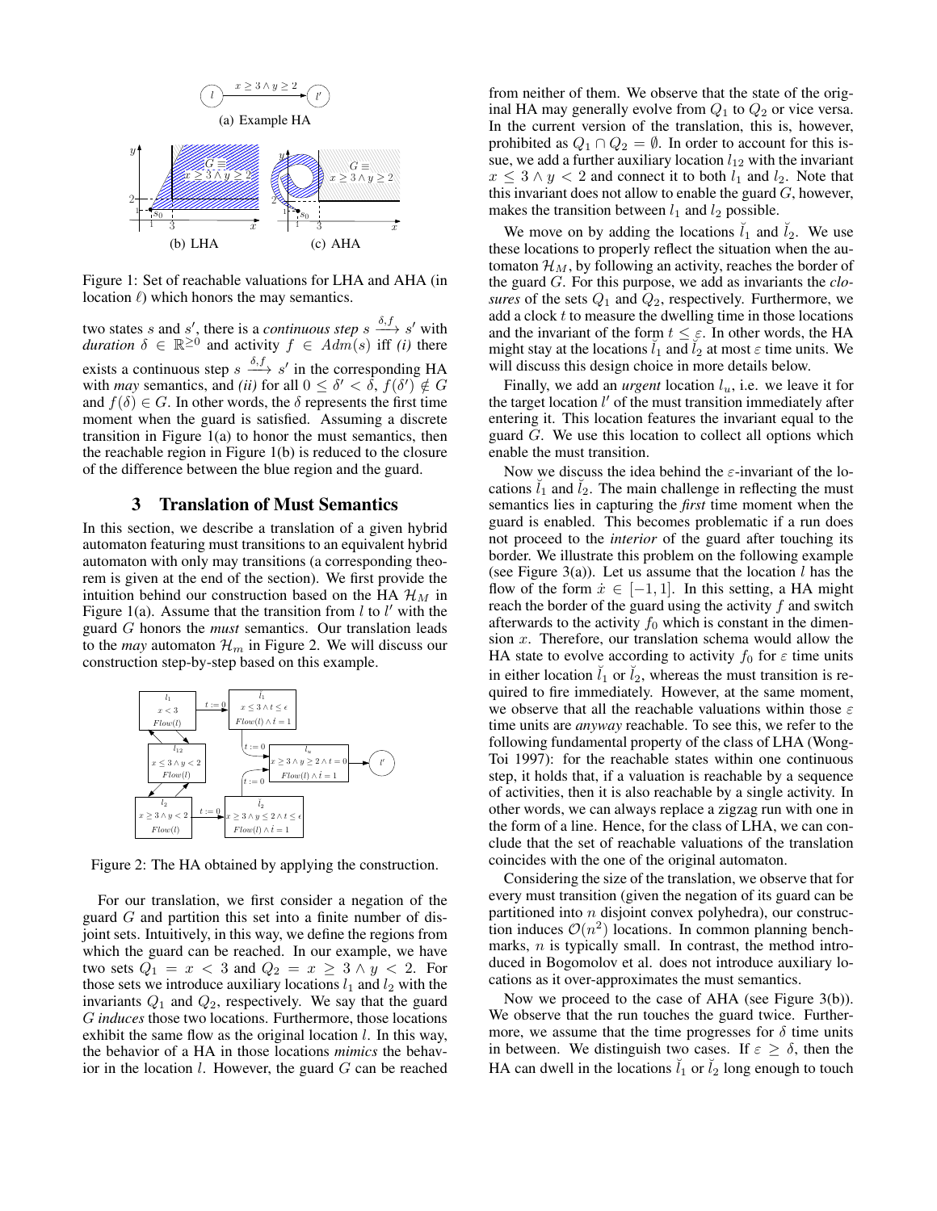(a) Example HA

(b) LHA (c) AHA

Figure 1: Set of reachable valuations for LHA and AHA (in location $\ell$) which honors the may semantics.

two states $s$ and $s'$, there is a *continuous step* $s \xrightarrow{\delta,f} s'$ with *duration* $\delta \in \mathbb{R}^{\geq 0}$ and activity $f \in Adm(s)$ iff *(i)* there exists a continuous step $s \xrightarrow{\delta,f} s'$ in the corresponding HA with *may* semantics, and *(ii)* for all $0 \leq \delta' < \delta$, $f(\delta') \notin G$ and $f(\delta) \in G$. In other words, the $\delta$ represents the first time moment when the guard is satisfied. Assuming a discrete transition in Figure 1(a) to honor the must semantics, then the reachable region in Figure 1(b) is reduced to the closure of the difference between the blue region and the guard.

## 3 Translation of Must Semantics

In this section, we describe a translation of a given hybrid automaton featuring must transitions to an equivalent hybrid automaton with only may transitions (a corresponding theorem is given at the end of the section). We first provide the intuition behind our construction based on the HA $\mathcal{H}_M$ in Figure 1(a). Assume that the transition from $l$ to $l'$ with the guard $G$ honors the *must* semantics. Our translation leads to the *may* automaton $\mathcal{H}_m$ in Figure 2. We will discuss our construction step-by-step based on this example.

Figure 2: The HA obtained by applying the construction.

For our translation, we first consider a negation of the guard $G$ and partition this set into a finite number of disjoint sets. Intuitively, in this way, we define the regions from which the guard can be reached. In our example, we have two sets $Q_1 = x < 3$ and $Q_2 = x \geq 3 \wedge y < 2$. For those sets we introduce auxiliary locations $l_1$ and $l_2$ with the invariants $Q_1$ and $Q_2$, respectively. We say that the guard $G$ *induces* those two locations. Furthermore, those locations exhibit the same flow as the original location $l$. In this way, the behavior of a HA in those locations *mimics* the behavior in the location $l$. However, the guard $G$ can be reached from neither of them. We observe that the state of the original HA may generally evolve from $Q_1$ to $Q_2$ or vice versa. In the current version of the translation, this is, however, prohibited as $Q_1 \cap Q_2 = \emptyset$. In order to account for this issue, we add a further auxiliary location $l_{12}$ with the invariant $x \leq 3 \wedge y < 2$ and connect it to both $l_1$ and $l_2$. Note that this invariant does not allow to enable the guard $G$, however, makes the transition between $l_1$ and $l_2$ possible.

We move on by adding the locations $\breve{l}_1$ and $\breve{l}_2$. We use these locations to properly reflect the situation when the automaton $\mathcal{H}_M$, by following an activity, reaches the border of the guard $G$. For this purpose, we add as invariants the *closures* of the sets $Q_1$ and $Q_2$, respectively. Furthermore, we add a clock $t$ to measure the dwelling time in those locations and the invariant of the form $t \leq \varepsilon$. In other words, the HA might stay at the locations $\breve{l}_1$ and $\breve{l}_2$ at most $\varepsilon$ time units. We will discuss this design choice in more details below.

Finally, we add an *urgent* location $l_u$, i.e. we leave it for the target location $l'$ of the must transition immediately after entering it. This location features the invariant equal to the guard $G$. We use this location to collect all options which enable the must transition.

Now we discuss the idea behind the $\varepsilon$-invariant of the locations $\breve{l}_1$ and $\breve{l}_2$. The main challenge in reflecting the must semantics lies in capturing the *first* time moment when the guard is enabled. This becomes problematic if a run does not proceed to the *interior* of the guard after touching its border. We illustrate this problem on the following example (see Figure 3(a)). Let us assume that the location $l$ has the flow of the form $\dot{x} \in [-1, 1]$. In this setting, a HA might reach the border of the guard using the activity $f$ and switch afterwards to the activity $f_0$ which is constant in the dimension $x$. Therefore, our translation schema would allow the HA state to evolve according to activity $f_0$ for $\varepsilon$ time units in either location $\breve{l}_1$ or $\breve{l}_2$, whereas the must transition is required to fire immediately. However, at the same moment, we observe that all the reachable valuations within those $\varepsilon$ time units are *anyway* reachable. To see this, we refer to the following fundamental property of the class of LHA (Wong-Toi 1997): for the reachable states within one continuous step, it holds that, if a valuation is reachable by a sequence of activities, then it is also reachable by a single activity. In other words, we can always replace a zigzag run with one in the form of a line. Hence, for the class of LHA, we can conclude that the set of reachable valuations of the translation coincides with the one of the original automaton.

Considering the size of the translation, we observe that for every must transition (given the negation of its guard can be partitioned into $n$ disjoint convex polyhedra), our construction induces $\mathcal{O}(n^2)$ locations. In common planning benchmarks, $n$ is typically small. In contrast, the method introduced in Bogomolov et al. does not introduce auxiliary locations as it over-approximates the must semantics.

Now we proceed to the case of AHA (see Figure 3(b)). We observe that the run touches the guard twice. Furthermore, we assume that the time progresses for $\delta$ time units in between. We distinguish two cases. If $\varepsilon \geq \delta$, then the HA can dwell in the locations $\breve{l}_1$ or $\breve{l}_2$ long enough to touch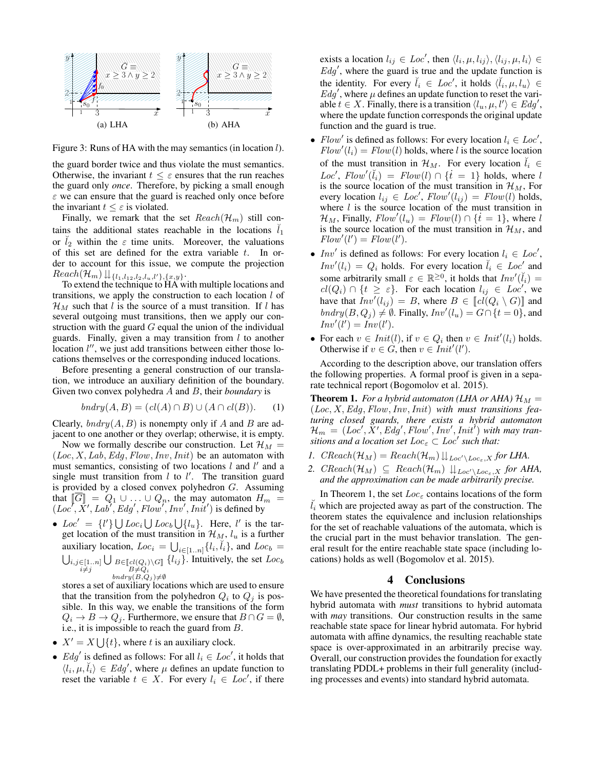Figure 3: Runs of HA with the may semantics (in location $l$).

(a) LHA (b) AHA

the guard border twice and thus violate the must semantics. Otherwise, the invariant $t \leq \varepsilon$ ensures that the run reaches the guard only *once*. Therefore, by picking a small enough $\varepsilon$ we can ensure that the guard is reached only once before the invariant $t \leq \varepsilon$ is violated.

Finally, we remark that the set $Reach(\mathcal{H}_m)$ still contains the additional states reachable in the locations $\breve{l}_1$ or $\breve{l}_2$ within the $\varepsilon$ time units. Moreover, the valuations of this set are defined for the extra variable $t$. In order to account for this issue, we compute the projection $Reach(\mathcal{H}_m) \downarrow\downarrow_{\{l_1, l_{12}, l_2, l_u, l'\}, \{x,y\}}$.

To extend the technique to HA with multiple locations and transitions, we apply the construction to each location $l$ of $\mathcal{H}_M$ such that $l$ is the source of a must transition. If $l$ has several outgoing must transitions, then we apply our construction with the guard $G$ equal the union of the individual guards. Finally, given a may transition from $l$ to another location $l''$, we just add transitions between either those locations themselves or the corresponding induced locations.

Before presenting a general construction of our translation, we introduce an auxiliary definition of the boundary. Given two convex polyhedra $A$ and $B$, their *boundary* is

$$bndry(A, B) = (cl(A) \cap B) \cup (A \cap cl(B)). \quad (1)$$

Clearly, $bndry(A, B)$ is nonempty only if $A$ and $B$ are adjacent to one another or they overlap; otherwise, it is empty.

Now we formally describe our construction. Let $\mathcal{H}_M = (Loc, X, Lab, Edg, Flow, Inv, Init)$ be an automaton with must semantics, consisting of two locations $l$ and $l'$ and a single must transition from $l$ to $l'$. The transition guard is provided by a closed convex polyhedron $G$. Assuming that $[\![\overline{G}]\!] = Q_1 \cup \ldots \cup Q_n$, the may automaton $H_m = (Loc', X', Lab', Edg', Flow', Inv', Init')$ is defined by

- $Loc' = \{l'\} \bigcup Loc_i \bigcup Loc_b \bigcup \{l_u\}$. Here, $l'$ is the target location of the must transition in $\mathcal{H}_M$, $l_u$ is a further auxiliary location, $Loc_i = \bigcup_{i \in [1..n]} \{l_i, \breve{l}_i\}$, and $Loc_b = \bigcup_{\substack{i,j \in [1..n] \\ i \neq j}} \bigcup_{\substack{B \in [\![cl(Q_i) \setminus G]\!] \\ B \neq Q_i \\ bndry(B, Q_j) \neq \emptyset}} \{l_{ij}\}$. Intuitively, the set $Loc_b$ stores a set of auxiliary locations which are used to ensure that the transition from the polyhedron $Q_i$ to $Q_j$ is possible. In this way, we enable the transitions of the form $Q_i \to B \to Q_j$. Furthermore, we ensure that $B \cap G = \emptyset$, i.e., it is impossible to reach the guard from $B$.
- $X' = X \bigcup \{t\}$, where $t$ is an auxiliary clock.
- $Edg'$ is defined as follows: For all $l_i \in Loc'$, it holds that $\langle l_i, \mu, \breve{l}_i \rangle \in Edg'$, where $\mu$ defines an update function to reset the variable $t \in X$. For every $l_i \in Loc'$, if there exists a location $l_{ij} \in Loc'$, then $\langle l_i, \mu, l_{ij} \rangle, \langle l_{ij}, \mu, l_i \rangle \in Edg'$, where the guard is true and the update function is the identity. For every $\breve{l}_i \in Loc'$, it holds $\langle \breve{l}_i, \mu, l_u \rangle \in Edg'$, where $\mu$ defines an update function to reset the variable $t \in X$. Finally, there is a transition $\langle l_u, \mu, l' \rangle \in Edg'$, where the update function corresponds the original update function and the guard is true.
- $Flow'$ is defined as follows: For every location $l_i \in Loc'$, $Flow'(l_i) = Flow(l)$ holds, where $l$ is the source location of the must transition in $\mathcal{H}_M$. For every location $\breve{l}_i \in Loc'$, $Flow'(\breve{l}_i) = Flow(l) \cap \{\dot{t} = 1\}$ holds, where $l$ is the source location of the must transition in $\mathcal{H}_M$, For every location $l_{ij} \in Loc'$, $Flow'(l_{ij}) = Flow(l)$ holds, where $l$ is the source location of the must transition in $\mathcal{H}_M$, Finally, $Flow'(l_u) = Flow(l) \cap \{\dot{t} = 1\}$, where $l$ is the source location of the must transition in $\mathcal{H}_M$, and $Flow'(l') = Flow(l')$.
- $Inv'$ is defined as follows: For every location $l_i \in Loc'$, $Inv'(l_i) = Q_i$ holds. For every location $\breve{l}_i \in Loc'$ and some arbitrarily small $\varepsilon \in \mathbb{R}^{\geq 0}$, it holds that $Inv'(\breve{l}_i) = cl(Q_i) \cap \{t \geq \varepsilon\}$. For each location $l_{ij} \in Loc'$, we have that $Inv'(l_{ij}) = B$, where $B \in [\![cl(Q_i \setminus G)]\!]$ and $bndry(B, Q_j) \neq \emptyset$. Finally, $Inv'(l_u) = G \cap \{t = 0\}$, and $Inv'(l') = Inv(l')$.
- For each $v \in Init(l)$, if $v \in Q_i$ then $v \in Init'(l_i)$ holds. Otherwise if $v \in G$, then $v \in Init'(l')$.

According to the description above, our translation offers the following properties. A formal proof is given in a separate technical report (Bogomolov et al. 2015).

**Theorem 1.** *For a hybrid automaton (LHA or AHA) $\mathcal{H}_M = (Loc, X, Edg, Flow, Inv, Init)$ with must transitions featuring closed guards, there exists a hybrid automaton $\mathcal{H}_m = (Loc', X', Edg', Flow', Inv', Init')$ with may transitions and a location set $Loc_\varepsilon \subset Loc'$ such that:*

1. *$CReach(\mathcal{H}_M) = Reach(\mathcal{H}_m) \downarrow\downarrow_{Loc' \setminus Loc_\varepsilon, X}$ for LHA.*
2. *$CReach(\mathcal{H}_M) \subseteq Reach(\mathcal{H}_m) \downarrow\downarrow_{Loc' \setminus Loc_\varepsilon, X}$ for AHA, and the approximation can be made arbitrarily precise.*

In Theorem 1, the set $Loc_\varepsilon$ contains locations of the form $\breve{l}_i$ which are projected away as part of the construction. The theorem states the equivalence and inclusion relationships for the set of reachable valuations of the automata, which is the crucial part in the must behavior translation. The general result for the entire reachable state space (including locations) holds as well (Bogomolov et al. 2015).

## 4 Conclusions

We have presented the theoretical foundations for translating hybrid automata with *must* transitions to hybrid automata with *may* transitions. Our construction results in the same reachable state space for linear hybrid automata. For hybrid automata with affine dynamics, the resulting reachable state space is over-approximated in an arbitrarily precise way. Overall, our construction provides the foundation for exactly translating PDDL+ problems in their full generality (including processes and events) into standard hybrid automata.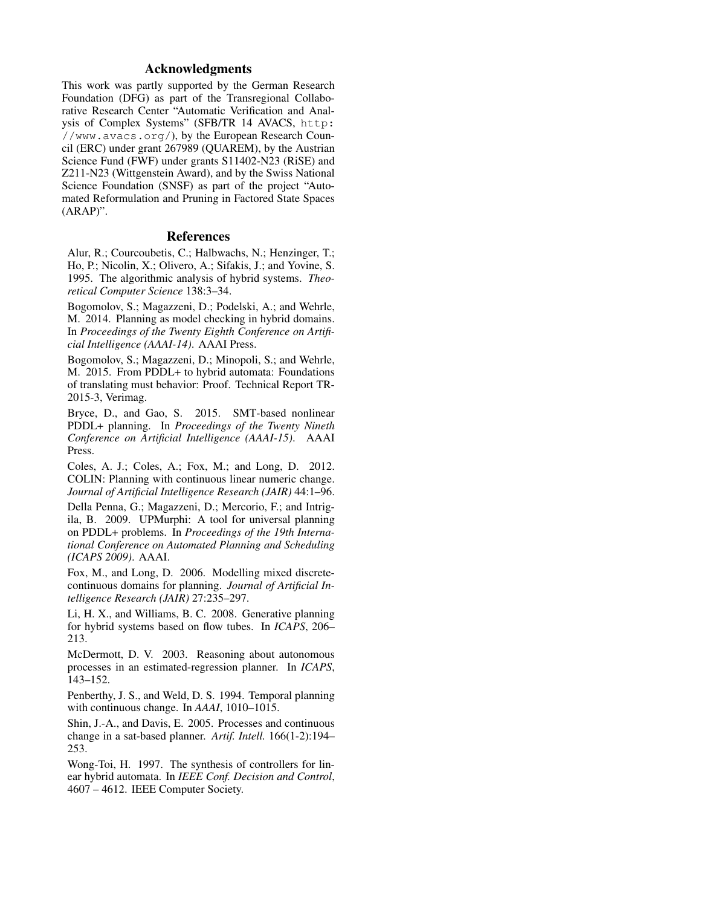## Acknowledgments

This work was partly supported by the German Research Foundation (DFG) as part of the Transregional Collaborative Research Center "Automatic Verification and Analysis of Complex Systems" (SFB/TR 14 AVACS, `http://www.avacs.org/`), by the European Research Council (ERC) under grant 267989 (QUAREM), by the Austrian Science Fund (FWF) under grants S11402-N23 (RiSE) and Z211-N23 (Wittgenstein Award), and by the Swiss National Science Foundation (SNSF) as part of the project "Automated Reformulation and Pruning in Factored State Spaces (ARAP)".

## References

Alur, R.; Courcoubetis, C.; Halbwachs, N.; Henzinger, T.; Ho, P.; Nicolin, X.; Olivero, A.; Sifakis, J.; and Yovine, S. 1995. The algorithmic analysis of hybrid systems. *Theoretical Computer Science* 138:3–34.

Bogomolov, S.; Magazzeni, D.; Podelski, A.; and Wehrle, M. 2014. Planning as model checking in hybrid domains. In *Proceedings of the Twenty Eighth Conference on Artificial Intelligence (AAAI-14)*. AAAI Press.

Bogomolov, S.; Magazzeni, D.; Minopoli, S.; and Wehrle, M. 2015. From PDDL+ to hybrid automata: Foundations of translating must behavior: Proof. Technical Report TR-2015-3, Verimag.

Bryce, D., and Gao, S. 2015. SMT-based nonlinear PDDL+ planning. In *Proceedings of the Twenty Nineth Conference on Artificial Intelligence (AAAI-15)*. AAAI Press.

Coles, A. J.; Coles, A.; Fox, M.; and Long, D. 2012. COLIN: Planning with continuous linear numeric change. *Journal of Artificial Intelligence Research (JAIR)* 44:1–96.

Della Penna, G.; Magazzeni, D.; Mercorio, F.; and Intrigila, B. 2009. UPMurphi: A tool for universal planning on PDDL+ problems. In *Proceedings of the 19th International Conference on Automated Planning and Scheduling (ICAPS 2009)*. AAAI.

Fox, M., and Long, D. 2006. Modelling mixed discrete-continuous domains for planning. *Journal of Artificial Intelligence Research (JAIR)* 27:235–297.

Li, H. X., and Williams, B. C. 2008. Generative planning for hybrid systems based on flow tubes. In *ICAPS*, 206–213.

McDermott, D. V. 2003. Reasoning about autonomous processes in an estimated-regression planner. In *ICAPS*, 143–152.

Penberthy, J. S., and Weld, D. S. 1994. Temporal planning with continuous change. In *AAAI*, 1010–1015.

Shin, J.-A., and Davis, E. 2005. Processes and continuous change in a sat-based planner. *Artif. Intell.* 166(1-2):194–253.

Wong-Toi, H. 1997. The synthesis of controllers for linear hybrid automata. In *IEEE Conf. Decision and Control*, 4607 – 4612. IEEE Computer Society.